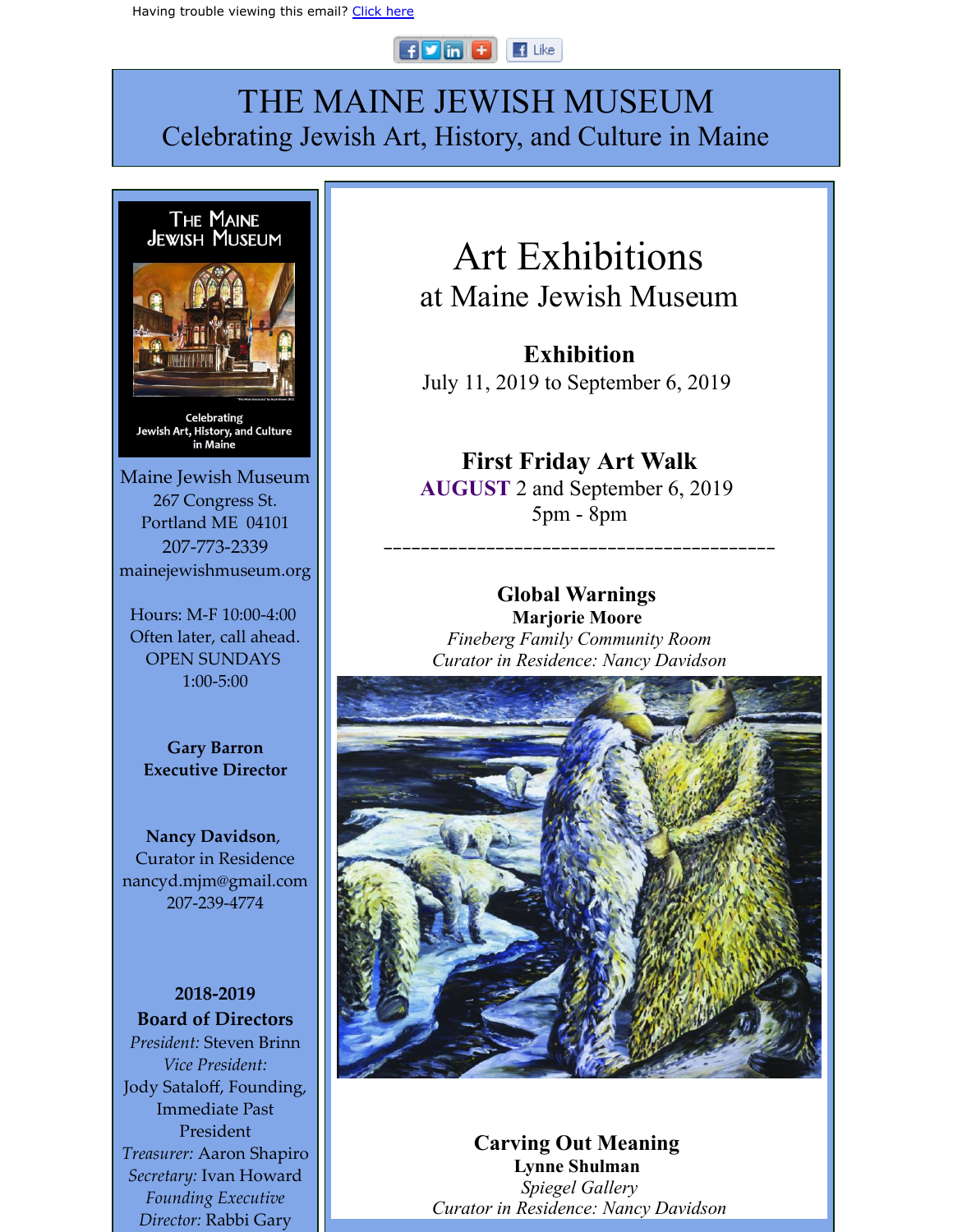Having trouble viewing this email? Click here

# THE MAINE JEWISH MUSEUM

Celebrating Jewish Art, History, and Culture in Maine

THE MAINE JEWISH MUSEUM

Celebrating Jewish Art, History, and Culture in Maine

Maine Jewish Museum
267 Congress St.
Portland ME 04101
207-773-2339
mainejewishmuseum.org

Hours: M-F 10:00-4:00
Often later, call ahead.
OPEN SUNDAYS
1:00-5:00

**Gary Barron**
**Executive Director**

**Nancy Davidson**,
Curator in Residence
nancyd.mjm@gmail.com
207-239-4774

**2018-2019**
**Board of Directors**

*President:* Steven Brinn
*Vice President:*
Jody Sataloff, Founding, Immediate Past President
*Treasurer:* Aaron Shapiro
*Secretary:* Ivan Howard
*Founding Executive Director:* Rabbi Gary

# Art Exhibitions

## at Maine Jewish Museum

**Exhibition**
July 11, 2019 to September 6, 2019

**First Friday Art Walk**
**AUGUST** 2 and September 6, 2019
5pm - 8pm

-----------------------------------------

**Global Warnings**
**Marjorie Moore**
*Fineberg Family Community Room*
*Curator in Residence: Nancy Davidson*

**Carving Out Meaning**
**Lynne Shulman**
*Spiegel Gallery*
*Curator in Residence: Nancy Davidson*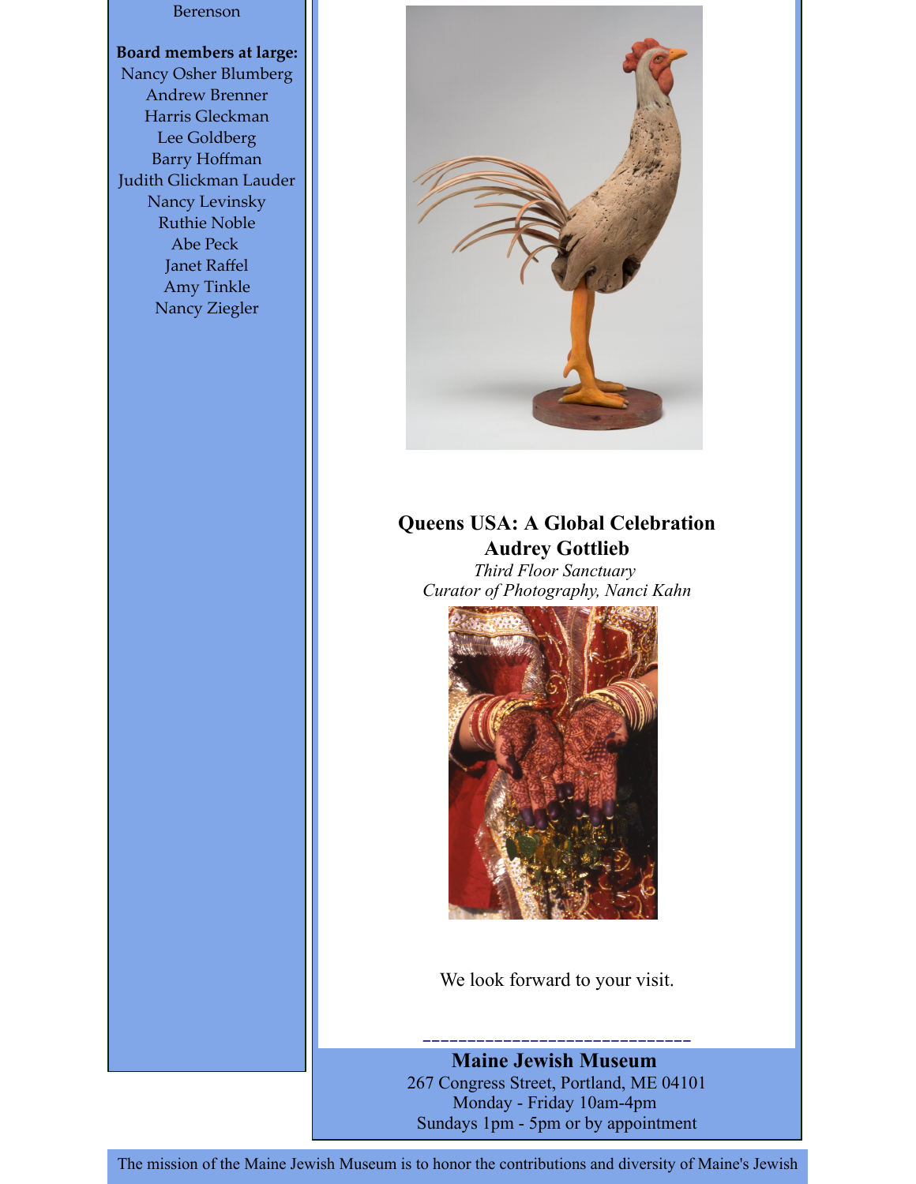Berenson

**Board members at large:**
Nancy Osher Blumberg
Andrew Brenner
Harris Gleckman
Lee Goldberg
Barry Hoffman
Judith Glickman Lauder
Nancy Levinsky
Ruthie Noble
Abe Peck
Janet Raffel
Amy Tinkle
Nancy Ziegler

**Queens USA: A Global Celebration**
**Audrey Gottlieb**
*Third Floor Sanctuary*
*Curator of Photography, Nanci Kahn*

We look forward to your visit.

_____________________________

**Maine Jewish Museum**
267 Congress Street, Portland, ME 04101
Monday - Friday 10am-4pm
Sundays 1pm - 5pm or by appointment

The mission of the Maine Jewish Museum is to honor the contributions and diversity of Maine's Jewish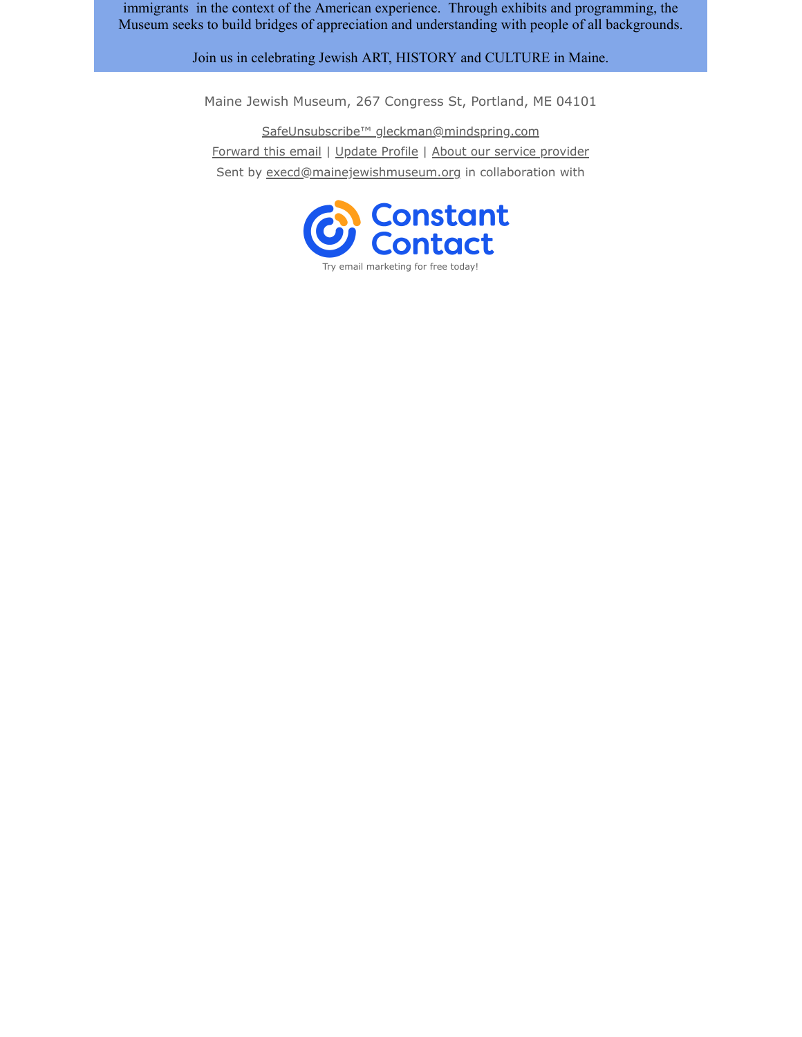immigrants in the context of the American experience. Through exhibits and programming, the Museum seeks to build bridges of appreciation and understanding with people of all backgrounds.

Join us in celebrating Jewish ART, HISTORY and CULTURE in Maine.

Maine Jewish Museum, 267 Congress St, Portland, ME 04101

SafeUnsubscribe™ gleckman@mindspring.com

Forward this email | Update Profile | About our service provider

Sent by execd@mainejewishmuseum.org in collaboration with

Constant Contact

Try email marketing for free today!